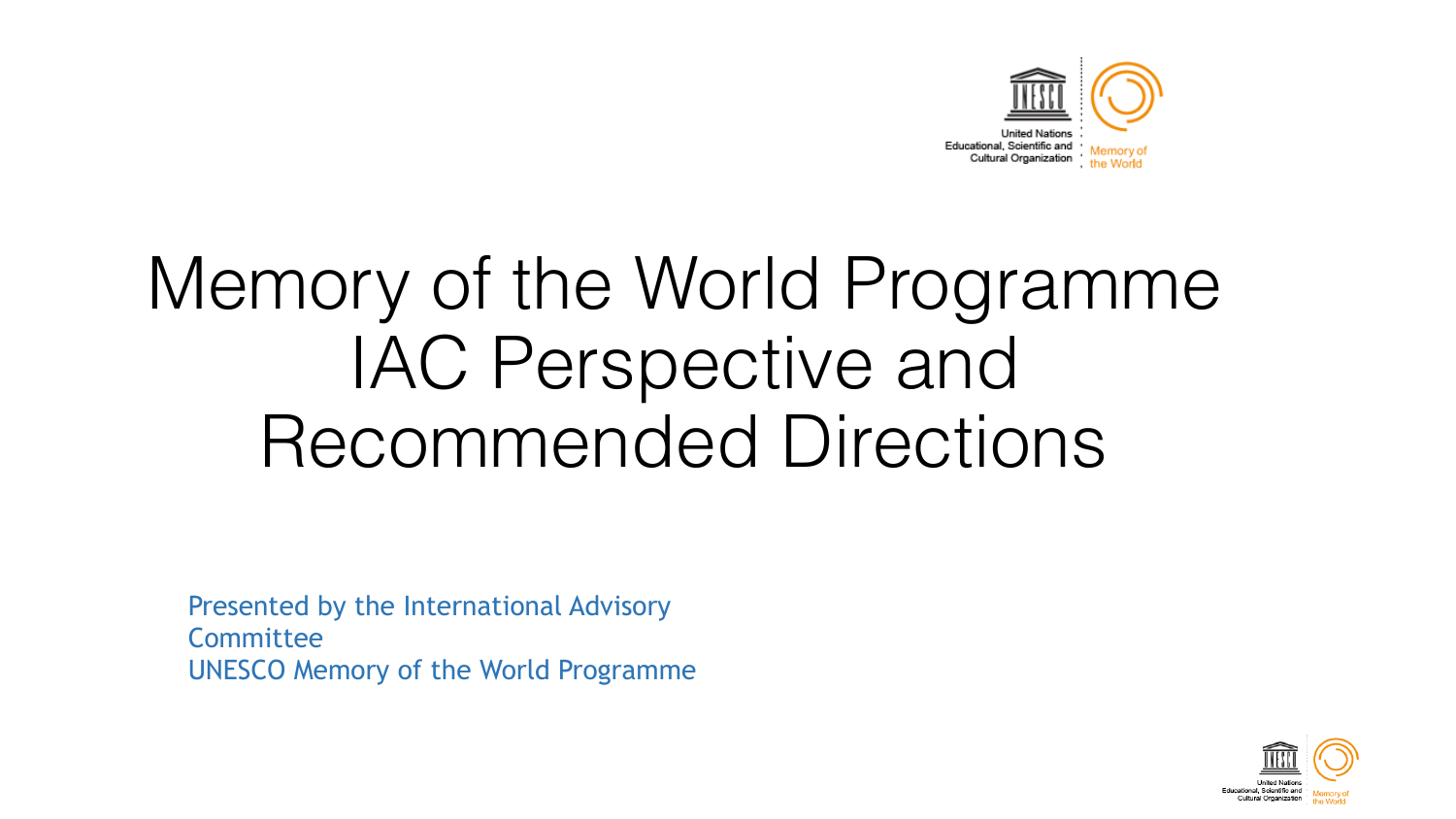# Memory of the World Programme IAC Perspective and Recommended Directions

Presented by the International Advisory Committee
UNESCO Memory of the World Programme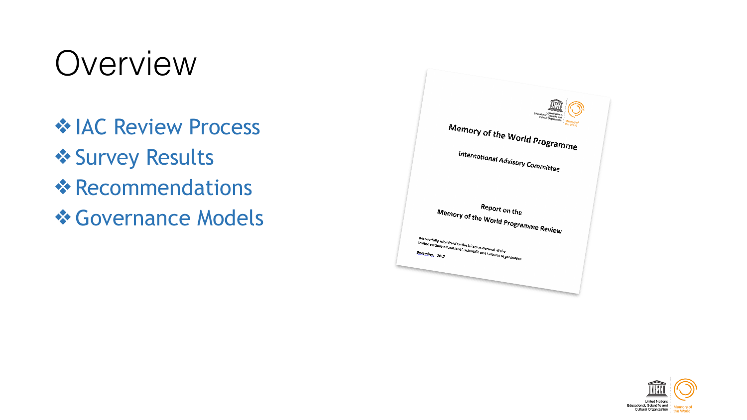# Overview

- ❖ IAC Review Process
- ❖ Survey Results
- ❖ Recommendations
- ❖ Governance Models

Memory of the World Programme

International Advisory Committee

Report on the
Memory of the World Programme Review

Respectfully submitted to the Director-General of the
United Nations Educational, Scientific and Cultural Organization

December, 2017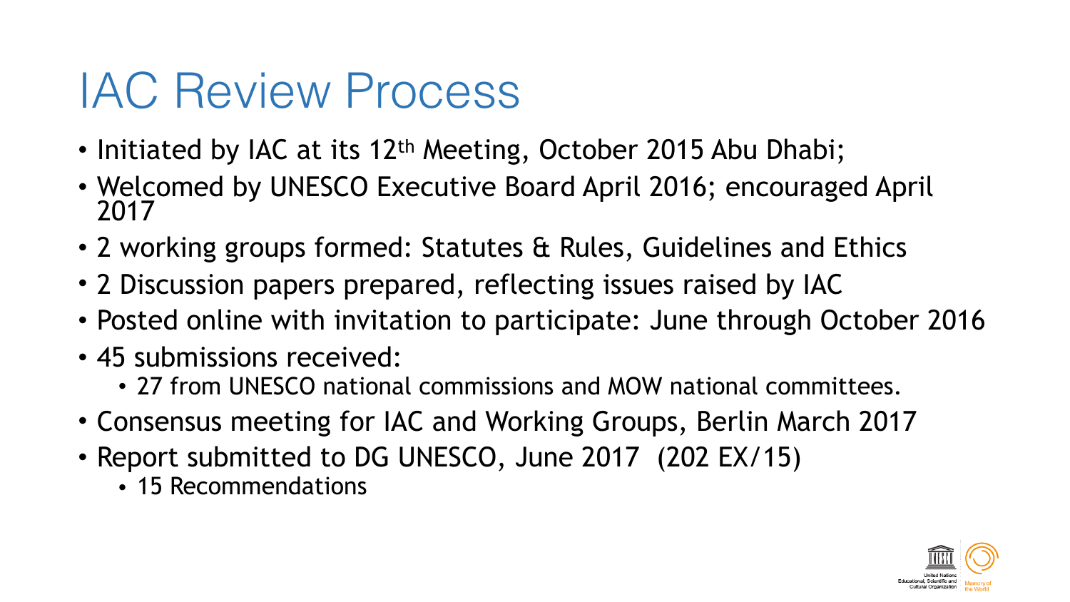# IAC Review Process

- Initiated by IAC at its 12th Meeting, October 2015 Abu Dhabi;
- Welcomed by UNESCO Executive Board April 2016; encouraged April 2017
- 2 working groups formed: Statutes & Rules, Guidelines and Ethics
- 2 Discussion papers prepared, reflecting issues raised by IAC
- Posted online with invitation to participate: June through October 2016
- 45 submissions received:
  - 27 from UNESCO national commissions and MOW national committees.
- Consensus meeting for IAC and Working Groups, Berlin March 2017
- Report submitted to DG UNESCO, June 2017 (202 EX/15)
  - 15 Recommendations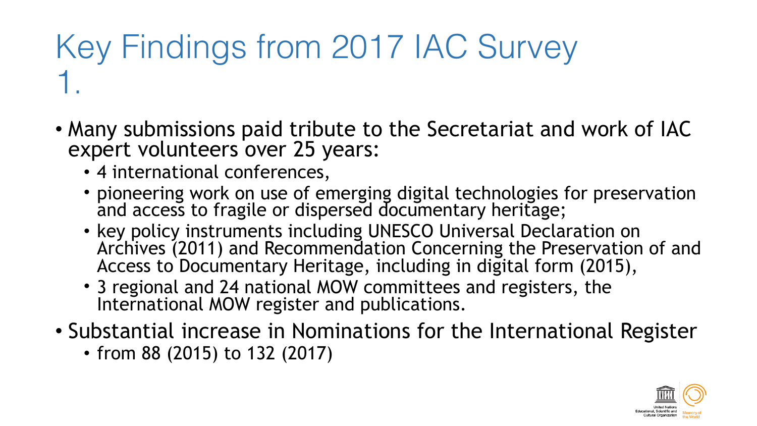# Key Findings from 2017 IAC Survey 1.

- Many submissions paid tribute to the Secretariat and work of IAC expert volunteers over 25 years:
  - 4 international conferences,
  - pioneering work on use of emerging digital technologies for preservation and access to fragile or dispersed documentary heritage;
  - key policy instruments including UNESCO Universal Declaration on Archives (2011) and Recommendation Concerning the Preservation of and Access to Documentary Heritage, including in digital form (2015),
  - 3 regional and 24 national MOW committees and registers, the International MOW register and publications.
- Substantial increase in Nominations for the International Register
  - from 88 (2015) to 132 (2017)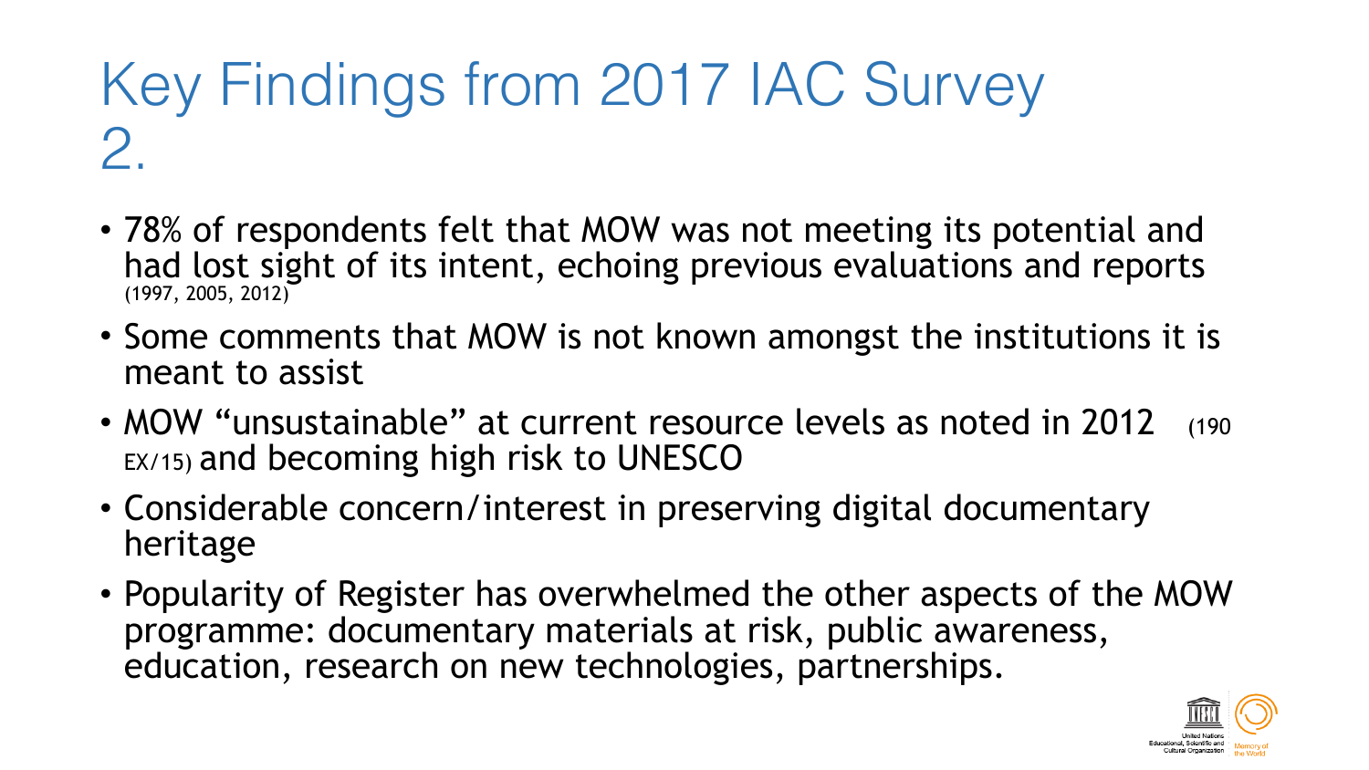# Key Findings from 2017 IAC Survey 2.

- 78% of respondents felt that MOW was not meeting its potential and had lost sight of its intent, echoing previous evaluations and reports (1997, 2005, 2012)
- Some comments that MOW is not known amongst the institutions it is meant to assist
- MOW "unsustainable" at current resource levels as noted in 2012 (190 EX/15) and becoming high risk to UNESCO
- Considerable concern/interest in preserving digital documentary heritage
- Popularity of Register has overwhelmed the other aspects of the MOW programme: documentary materials at risk, public awareness, education, research on new technologies, partnerships.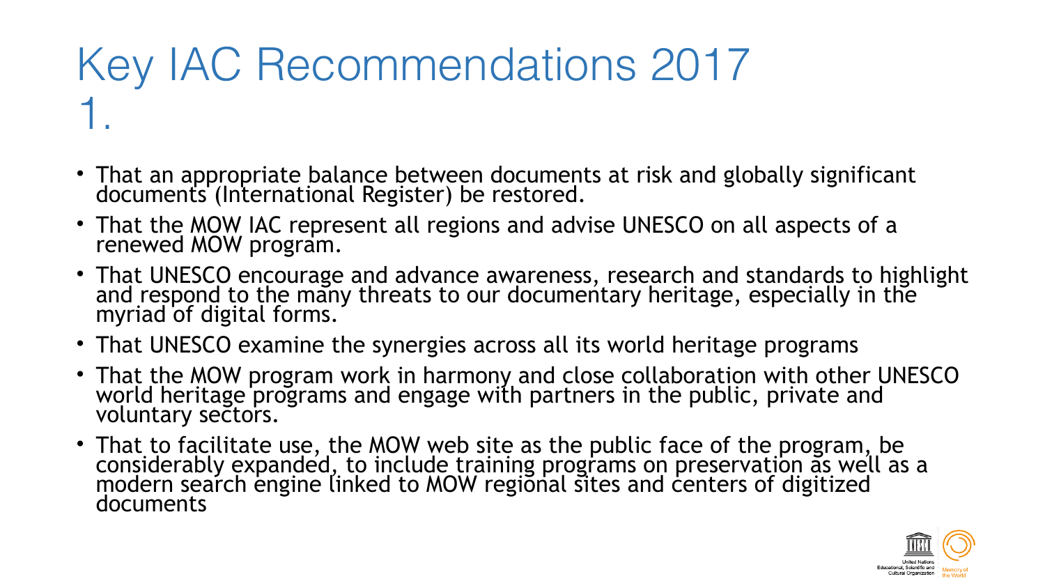# Key IAC Recommendations 2017 1.

- That an appropriate balance between documents at risk and globally significant documents (International Register) be restored.
- That the MOW IAC represent all regions and advise UNESCO on all aspects of a renewed MOW program.
- That UNESCO encourage and advance awareness, research and standards to highlight and respond to the many threats to our documentary heritage, especially in the myriad of digital forms.
- That UNESCO examine the synergies across all its world heritage programs
- That the MOW program work in harmony and close collaboration with other UNESCO world heritage programs and engage with partners in the public, private and voluntary sectors.
- That to facilitate use, the MOW web site as the public face of the program, be considerably expanded, to include training programs on preservation as well as a modern search engine linked to MOW regional sites and centers of digitized documents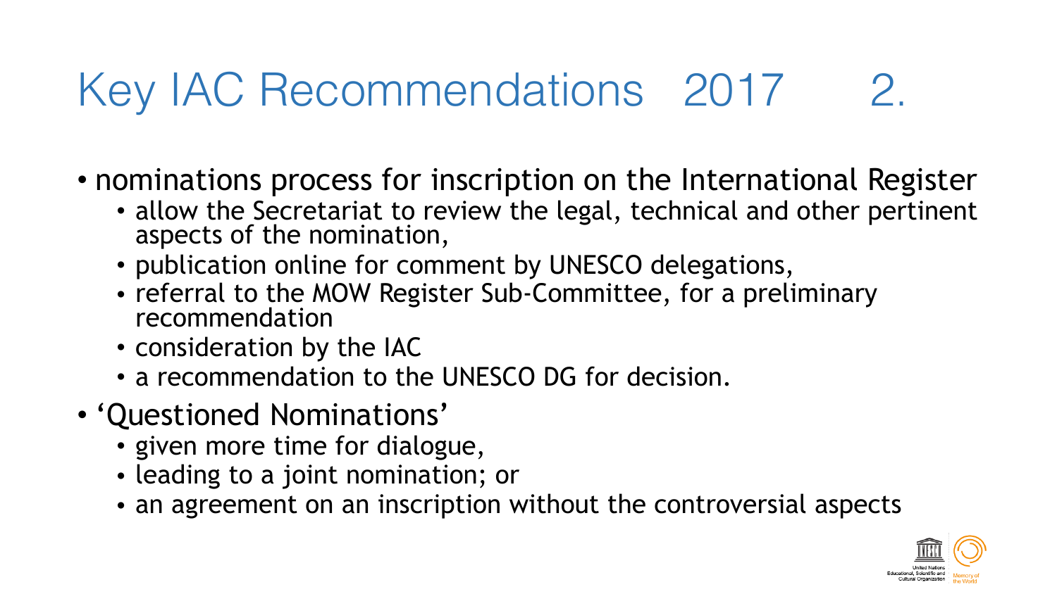# Key IAC Recommendations 2017 2.

- nominations process for inscription on the International Register
  - allow the Secretariat to review the legal, technical and other pertinent aspects of the nomination,
  - publication online for comment by UNESCO delegations,
  - referral to the MOW Register Sub-Committee, for a preliminary recommendation
  - consideration by the IAC
  - a recommendation to the UNESCO DG for decision.
- 'Questioned Nominations'
  - given more time for dialogue,
  - leading to a joint nomination; or
  - an agreement on an inscription without the controversial aspects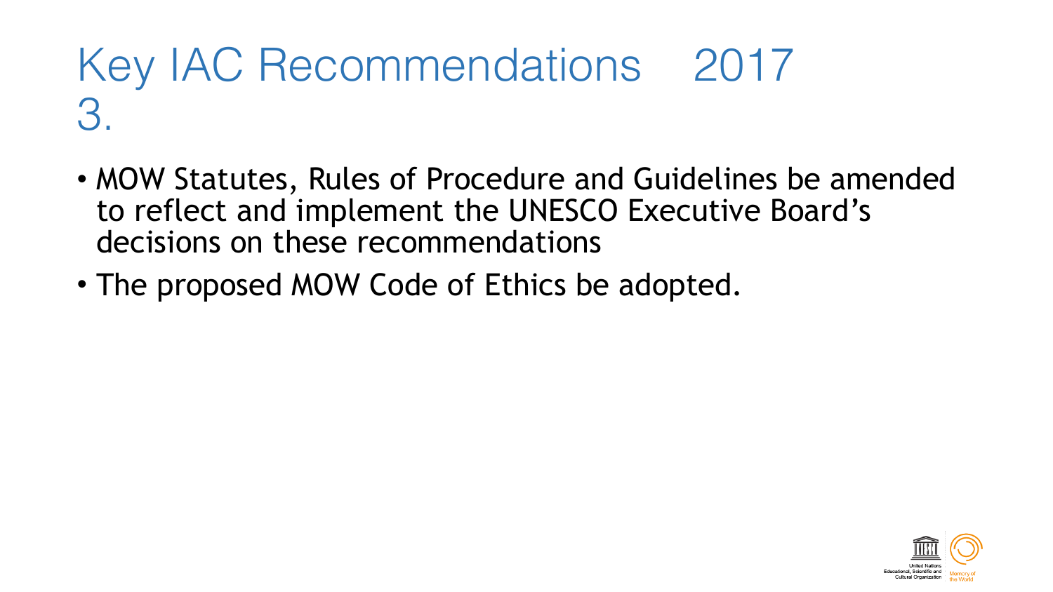# Key IAC Recommendations 2017 3.

- MOW Statutes, Rules of Procedure and Guidelines be amended to reflect and implement the UNESCO Executive Board's decisions on these recommendations
- The proposed MOW Code of Ethics be adopted.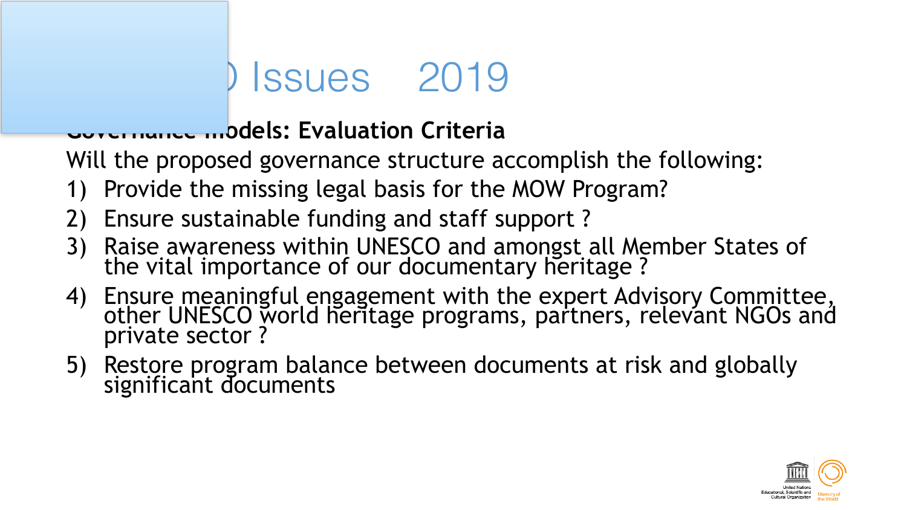# ) Issues 2019

**...odels: Evaluation Criteria**

Will the proposed governance structure accomplish the following:

1) Provide the missing legal basis for the MOW Program?
2) Ensure sustainable funding and staff support ?
3) Raise awareness within UNESCO and amongst all Member States of the vital importance of our documentary heritage ?
4) Ensure meaningful engagement with the expert Advisory Committee, other UNESCO world heritage programs, partners, relevant NGOs and private sector ?
5) Restore program balance between documents at risk and globally significant documents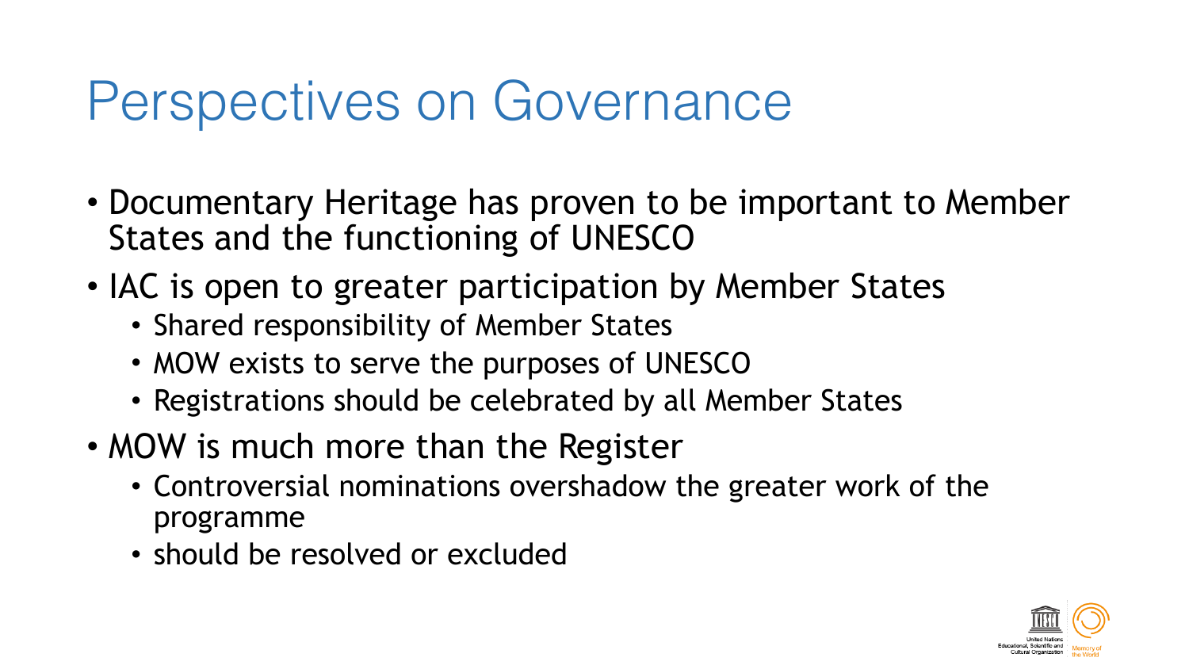# Perspectives on Governance

- Documentary Heritage has proven to be important to Member States and the functioning of UNESCO
- IAC is open to greater participation by Member States
  - Shared responsibility of Member States
  - MOW exists to serve the purposes of UNESCO
  - Registrations should be celebrated by all Member States
- MOW is much more than the Register
  - Controversial nominations overshadow the greater work of the programme
  - should be resolved or excluded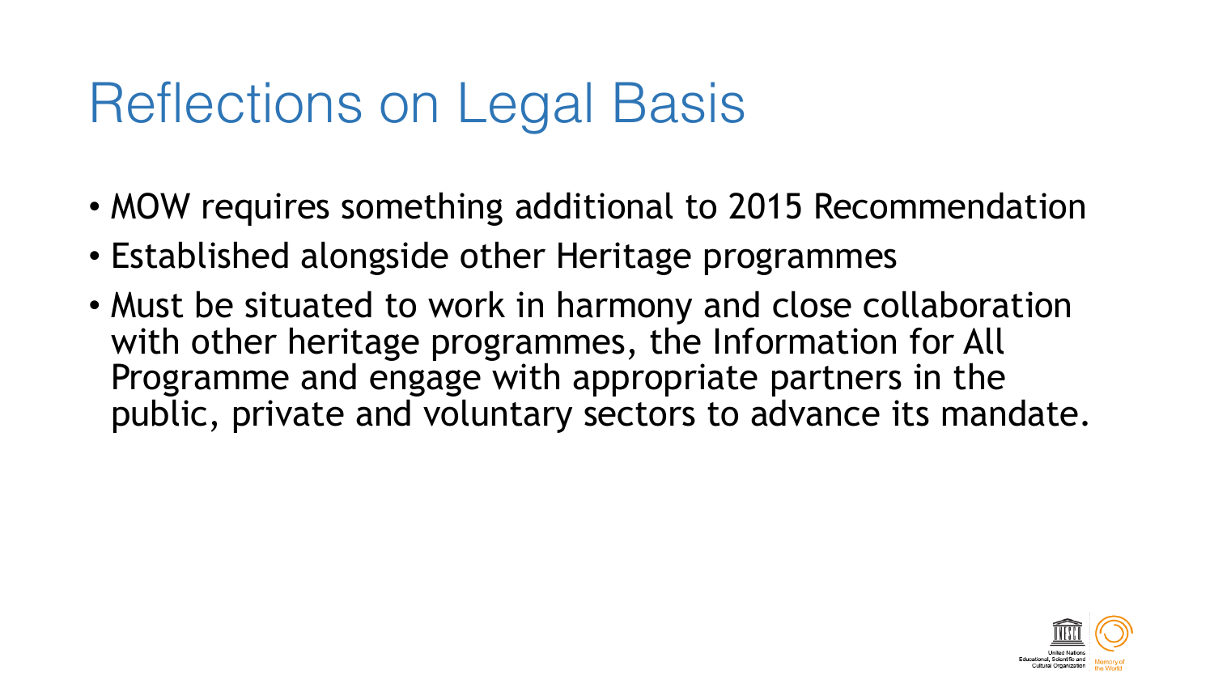# Reflections on Legal Basis

- MOW requires something additional to 2015 Recommendation
- Established alongside other Heritage programmes
- Must be situated to work in harmony and close collaboration with other heritage programmes, the Information for All Programme and engage with appropriate partners in the public, private and voluntary sectors to advance its mandate.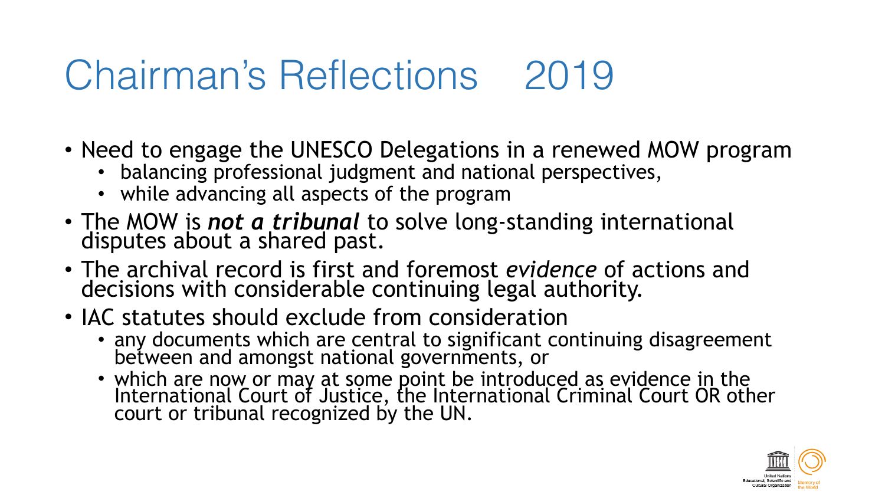# Chairman's Reflections 2019

- Need to engage the UNESCO Delegations in a renewed MOW program
  - balancing professional judgment and national perspectives,
  - while advancing all aspects of the program
- The MOW is ***not a tribunal*** to solve long-standing international disputes about a shared past.
- The archival record is first and foremost *evidence* of actions and decisions with considerable continuing legal authority.
- IAC statutes should exclude from consideration
  - any documents which are central to significant continuing disagreement between and amongst national governments, or
  - which are now or may at some point be introduced as evidence in the International Court of Justice, the International Criminal Court OR other court or tribunal recognized by the UN.